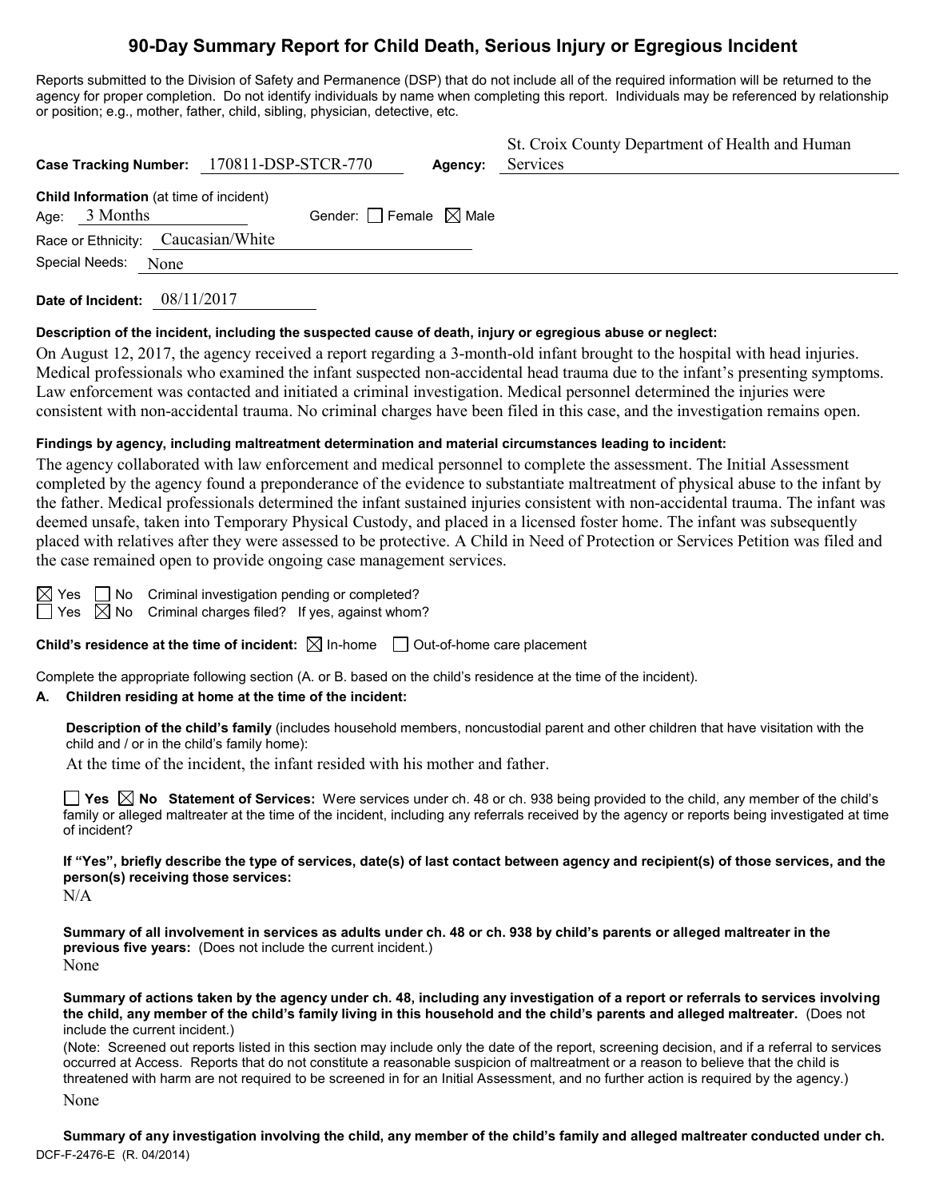# 90-Day Summary Report for Child Death, Serious Injury or Egregious Incident

Reports submitted to the Division of Safety and Permanence (DSP) that do not include all of the required information will be returned to the agency for proper completion. Do not identify individuals by name when completing this report. Individuals may be referenced by relationship or position; e.g., mother, father, child, sibling, physician, detective, etc.

**Case Tracking Number:** 170811-DSP-STCR-770 **Agency:** St. Croix County Department of Health and Human Services

**Child Information** (at time of incident)
Age: 3 Months Gender: ☐ Female ☒ Male
Race or Ethnicity: Caucasian/White
Special Needs: None

**Date of Incident:** 08/11/2017

**Description of the incident, including the suspected cause of death, injury or egregious abuse or neglect:**

On August 12, 2017, the agency received a report regarding a 3-month-old infant brought to the hospital with head injuries. Medical professionals who examined the infant suspected non-accidental head trauma due to the infant's presenting symptoms. Law enforcement was contacted and initiated a criminal investigation. Medical personnel determined the injuries were consistent with non-accidental trauma. No criminal charges have been filed in this case, and the investigation remains open.

**Findings by agency, including maltreatment determination and material circumstances leading to incident:**

The agency collaborated with law enforcement and medical personnel to complete the assessment. The Initial Assessment completed by the agency found a preponderance of the evidence to substantiate maltreatment of physical abuse to the infant by the father. Medical professionals determined the infant sustained injuries consistent with non-accidental trauma. The infant was deemed unsafe, taken into Temporary Physical Custody, and placed in a licensed foster home. The infant was subsequently placed with relatives after they were assessed to be protective. A Child in Need of Protection or Services Petition was filed and the case remained open to provide ongoing case management services.

☒ Yes ☐ No Criminal investigation pending or completed?
☐ Yes ☒ No Criminal charges filed? If yes, against whom?

**Child's residence at the time of incident:** ☒ In-home ☐ Out-of-home care placement

Complete the appropriate following section (A. or B. based on the child's residence at the time of the incident).

**A. Children residing at home at the time of the incident:**

**Description of the child's family** (includes household members, noncustodial parent and other children that have visitation with the child and / or in the child's family home):

At the time of the incident, the infant resided with his mother and father.

☐ **Yes** ☒ **No Statement of Services:** Were services under ch. 48 or ch. 938 being provided to the child, any member of the child's family or alleged maltreater at the time of the incident, including any referrals received by the agency or reports being investigated at time of incident?

**If "Yes", briefly describe the type of services, date(s) of last contact between agency and recipient(s) of those services, and the person(s) receiving those services:**

N/A

**Summary of all involvement in services as adults under ch. 48 or ch. 938 by child's parents or alleged maltreater in the previous five years:** (Does not include the current incident.)

None

**Summary of actions taken by the agency under ch. 48, including any investigation of a report or referrals to services involving the child, any member of the child's family living in this household and the child's parents and alleged maltreater.** (Does not include the current incident.)

(Note: Screened out reports listed in this section may include only the date of the report, screening decision, and if a referral to services occurred at Access. Reports that do not constitute a reasonable suspicion of maltreatment or a reason to believe that the child is threatened with harm are not required to be screened in for an Initial Assessment, and no further action is required by the agency.)

None

**Summary of any investigation involving the child, any member of the child's family and alleged maltreater conducted under ch.**

DCF-F-2476-E (R. 04/2014)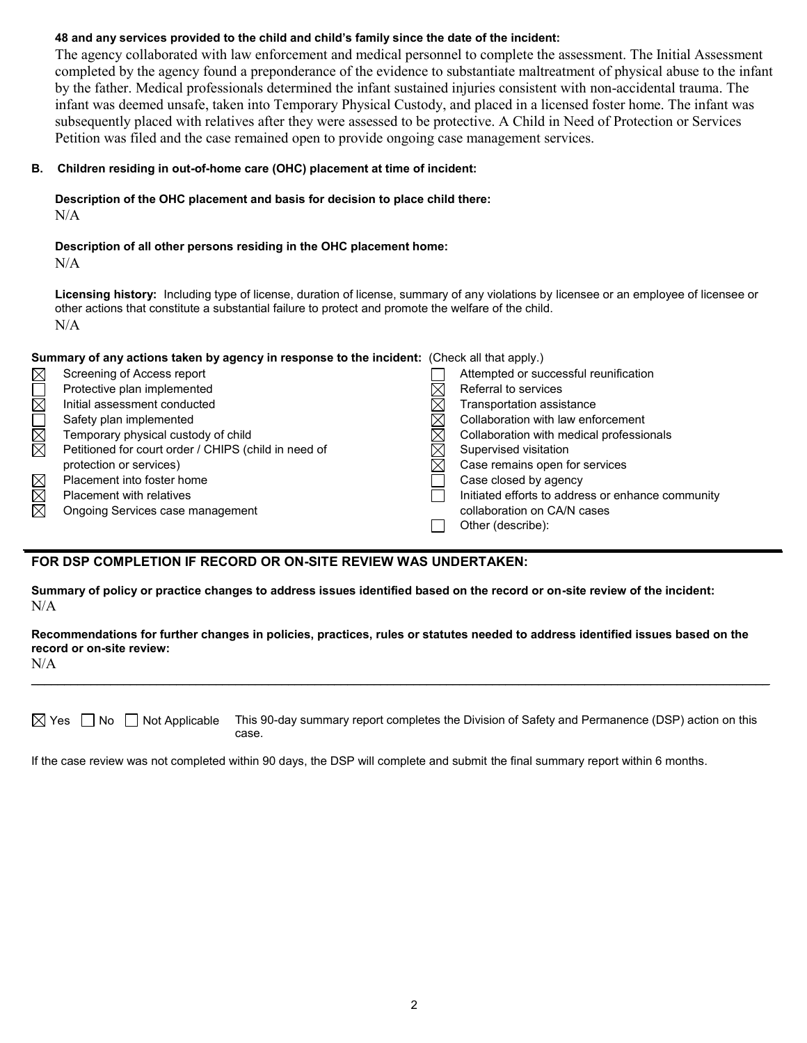**48 and any services provided to the child and child's family since the date of the incident:**

The agency collaborated with law enforcement and medical personnel to complete the assessment. The Initial Assessment completed by the agency found a preponderance of the evidence to substantiate maltreatment of physical abuse to the infant by the father. Medical professionals determined the infant sustained injuries consistent with non-accidental trauma. The infant was deemed unsafe, taken into Temporary Physical Custody, and placed in a licensed foster home. The infant was subsequently placed with relatives after they were assessed to be protective. A Child in Need of Protection or Services Petition was filed and the case remained open to provide ongoing case management services.

**B. Children residing in out-of-home care (OHC) placement at time of incident:**

**Description of the OHC placement and basis for decision to place child there:**
N/A

**Description of all other persons residing in the OHC placement home:**
N/A

**Licensing history:** Including type of license, duration of license, summary of any violations by licensee or an employee of licensee or other actions that constitute a substantial failure to protect and promote the welfare of the child.
N/A

**Summary of any actions taken by agency in response to the incident:** (Check all that apply.)

- ☒ Screening of Access report
- ☐ Protective plan implemented
- ☒ Initial assessment conducted
- ☐ Safety plan implemented
- ☒ Temporary physical custody of child
- ☒ Petitioned for court order / CHIPS (child in need of protection or services)
- ☒ Placement into foster home
- ☒ Placement with relatives
- ☒ Ongoing Services case management
- ☐ Attempted or successful reunification
- ☒ Referral to services
- ☒ Transportation assistance
- ☒ Collaboration with law enforcement
- ☒ Collaboration with medical professionals
- ☒ Supervised visitation
- ☒ Case remains open for services
- ☐ Case closed by agency
- ☐ Initiated efforts to address or enhance community collaboration on CA/N cases
- ☐ Other (describe):

---

## FOR DSP COMPLETION IF RECORD OR ON-SITE REVIEW WAS UNDERTAKEN:

**Summary of policy or practice changes to address issues identified based on the record or on-site review of the incident:**
N/A

**Recommendations for further changes in policies, practices, rules or statutes needed to address identified issues based on the record or on-site review:**
N/A

---

☒ Yes ☐ No ☐ Not Applicable This 90-day summary report completes the Division of Safety and Permanence (DSP) action on this case.

If the case review was not completed within 90 days, the DSP will complete and submit the final summary report within 6 months.